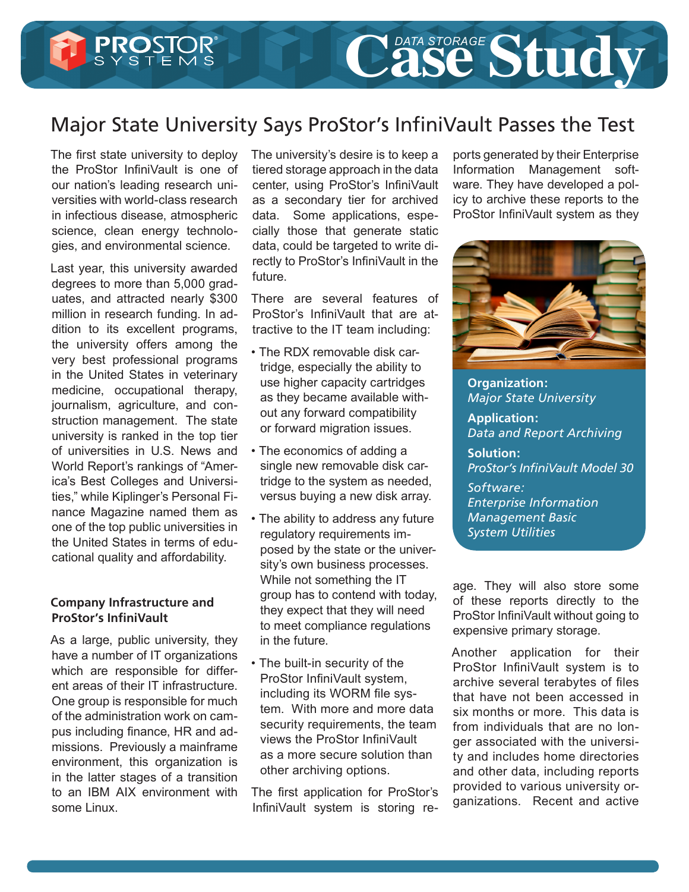# Major State University Says ProStor's InfiniVault Passes the Test

The first state university to deploy the ProStor InfiniVault is one of our nation's leading research universities with world-class research in infectious disease, atmospheric science, clean energy technologies, and environmental science.

Last year, this university awarded degrees to more than 5,000 graduates, and attracted nearly $300 million in research funding. In addition to its excellent programs, the university offers among the very best professional programs in the United States in veterinary medicine, occupational therapy, journalism, agriculture, and construction management. The state university is ranked in the top tier of universities in U.S. News and World Report's rankings of "America's Best Colleges and Universities," while Kiplinger's Personal Finance Magazine named them as one of the top public universities in the United States in terms of educational quality and affordability.

## Company Infrastructure and ProStor's InfiniVault

As a large, public university, they have a number of IT organizations which are responsible for different areas of their IT infrastructure. One group is responsible for much of the administration work on campus including finance, HR and admissions. Previously a mainframe environment, this organization is in the latter stages of a transition to an IBM AIX environment with some Linux.

The university's desire is to keep a tiered storage approach in the data center, using ProStor's InfiniVault as a secondary tier for archived data. Some applications, especially those that generate static data, could be targeted to write directly to ProStor's InfiniVault in the future.

There are several features of ProStor's InfiniVault that are attractive to the IT team including:

- The RDX removable disk cartridge, especially the ability to use higher capacity cartridges as they became available without any forward compatibility or forward migration issues.
- The economics of adding a single new removable disk cartridge to the system as needed, versus buying a new disk array.
- The ability to address any future regulatory requirements imposed by the state or the university's own business processes. While not something the IT group has to contend with today, they expect that they will need to meet compliance regulations in the future.
- The built-in security of the ProStor InfiniVault system, including its WORM file system. With more and more data security requirements, the team views the ProStor InfiniVault as a more secure solution than other archiving options.

The first application for ProStor's InfiniVault system is storing reports generated by their Enterprise Information Management software. They have developed a policy to archive these reports to the ProStor InfiniVault system as they age. They will also store some of these reports directly to the ProStor InfiniVault without going to expensive primary storage.

**Organization:**
*Major State University*

**Application:**
*Data and Report Archiving*

**Solution:**
*ProStor's InfiniVault Model 30*

*Software:*
*Enterprise Information Management Basic System Utilities*

Another application for their ProStor InfiniVault system is to archive several terabytes of files that have not been accessed in six months or more. This data is from individuals that are no longer associated with the university and includes home directories and other data, including reports provided to various university organizations. Recent and active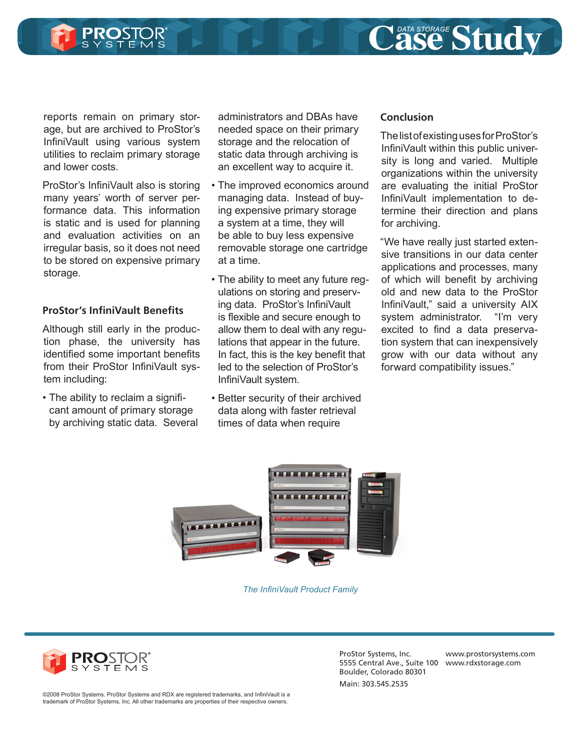reports remain on primary storage, but are archived to ProStor's InfiniVault using various system utilities to reclaim primary storage and lower costs.

ProStor's InfiniVault also is storing many years' worth of server performance data. This information is static and is used for planning and evaluation activities on an irregular basis, so it does not need to be stored on expensive primary storage.

### ProStor's InfiniVault Benefits

Although still early in the production phase, the university has identified some important benefits from their ProStor InfiniVault system including:

- The ability to reclaim a significant amount of primary storage by archiving static data. Several administrators and DBAs have needed space on their primary storage and the relocation of static data through archiving is an excellent way to acquire it.
- The improved economics around managing data. Instead of buying expensive primary storage a system at a time, they will be able to buy less expensive removable storage one cartridge at a time.
- The ability to meet any future regulations on storing and preserving data. ProStor's InfiniVault is flexible and secure enough to allow them to deal with any regulations that appear in the future. In fact, this is the key benefit that led to the selection of ProStor's InfiniVault system.
- Better security of their archived data along with faster retrieval times of data when require

### Conclusion

The list of existing uses for ProStor's InfiniVault within this public university is long and varied. Multiple organizations within the university are evaluating the initial ProStor InfiniVault implementation to determine their direction and plans for archiving.

"We have really just started extensive transitions in our data center applications and processes, many of which will benefit by archiving old and new data to the ProStor InfiniVault," said a university AIX system administrator. "I'm very excited to find a data preservation system that can inexpensively grow with our data without any forward compatibility issues."

*The InfiniVault Product Family*

ProStor Systems, Inc.
5555 Central Ave., Suite 100
Boulder, Colorado 80301

Main: 303.545.2535

www.prostorsystems.com
www.rdxstorage.com

©2008 ProStor Systems. ProStor Systems and RDX are registered trademarks, and InfiniVault is a trademark of ProStor Systems, Inc. All other trademarks are properties of their respective owners.